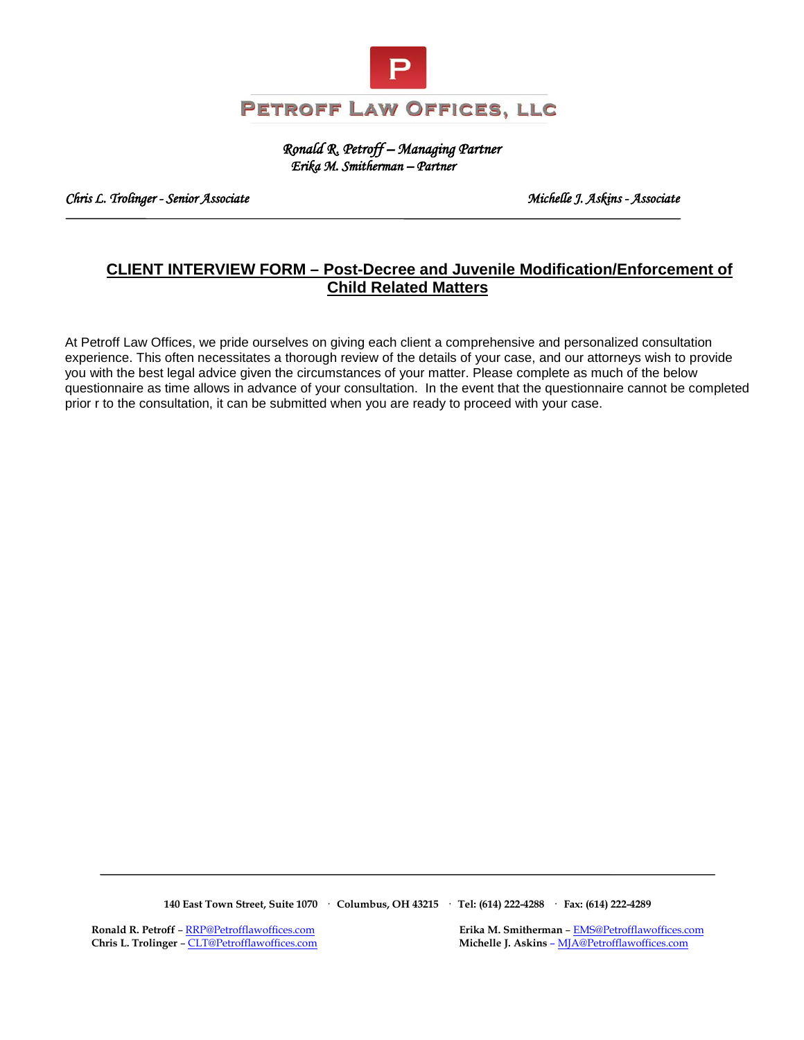# PETROFF LAW OFFICES, LLC

*Ronald R. Petroff – Managing Partner*
*Erika M. Smitherman – Partner*

*Chris L. Trolinger - Senior Associate* *Michelle J. Askins - Associate*

## CLIENT INTERVIEW FORM – Post-Decree and Juvenile Modification/Enforcement of Child Related Matters

At Petroff Law Offices, we pride ourselves on giving each client a comprehensive and personalized consultation experience. This often necessitates a thorough review of the details of your case, and our attorneys wish to provide you with the best legal advice given the circumstances of your matter. Please complete as much of the below questionnaire as time allows in advance of your consultation. In the event that the questionnaire cannot be completed prior r to the consultation, it can be submitted when you are ready to proceed with your case.

140 East Town Street, Suite 1070 · Columbus, OH 43215 · Tel: (614) 222-4288 · Fax: (614) 222-4289

**Ronald R. Petroff** – RRP@Petrofflawoffices.com
**Chris L. Trolinger** – CLT@Petrofflawoffices.com
**Erika M. Smitherman** – EMS@Petrofflawoffices.com
**Michelle J. Askins** – MJA@Petrofflawoffices.com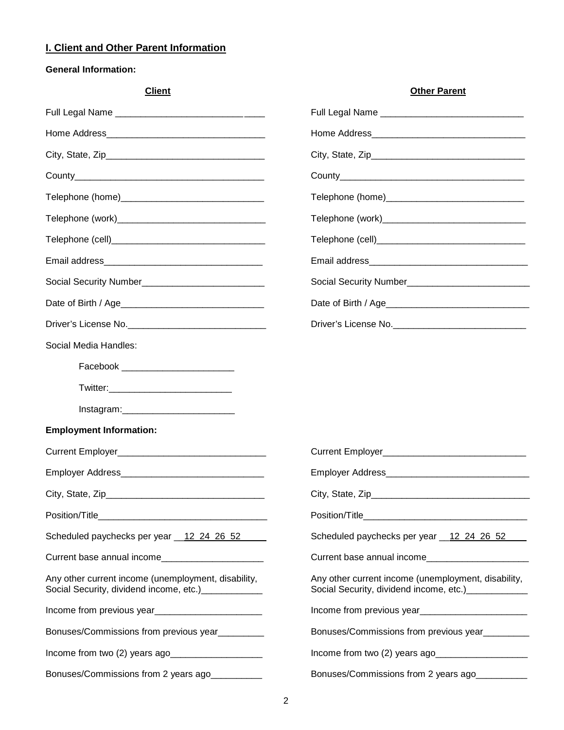## I. Client and Other Parent Information

**General Information:**

| Client | Other Parent |
|---|---|
| Full Legal Name _____________________________ | Full Legal Name ____________________________ |
| Home Address_______________________________ | Home Address______________________________ |
| City, State, Zip_______________________________ | City, State, Zip______________________________ |
| County_____________________________________ | County____________________________________ |
| Telephone (home)____________________________ | Telephone (home)___________________________ |
| Telephone (work)_____________________________ | Telephone (work)____________________________ |
| Telephone (cell)______________________________ | Telephone (cell)_____________________________ |
| Email address_______________________________ | Email address_______________________________ |
| Social Security Number________________________ | Social Security Number________________________ |
| Date of Birth / Age____________________________ | Date of Birth / Age____________________________ |
| Driver's License No.___________________________ | Driver's License No.__________________________ |

Social Media Handles:

- Facebook ______________________
- Twitter:________________________
- Instagram:______________________

**Employment Information:**

| Client | Other Parent |
|---|---|
| Current Employer_____________________________ | Current Employer____________________________ |
| Employer Address____________________________ | Employer Address____________________________ |
| City, State, Zip_______________________________ | City, State, Zip_______________________________ |
| Position/Title_________________________________ | Position/Title________________________________ |
| Scheduled paychecks per year __12 24 26 52_____ | Scheduled paychecks per year __12 24 26 52____ |
| Current base annual income___________________ | Current base annual income___________________ |
| Any other current income (unemployment, disability, Social Security, dividend income, etc.)____________ | Any other current income (unemployment, disability, Social Security, dividend income, etc.)____________ |
| Income from previous year_____________________ | Income from previous year_____________________ |
| Bonuses/Commissions from previous year_________ | Bonuses/Commissions from previous year_________ |
| Income from two (2) years ago__________________ | Income from two (2) years ago__________________ |
| Bonuses/Commissions from 2 years ago__________ | Bonuses/Commissions from 2 years ago__________ |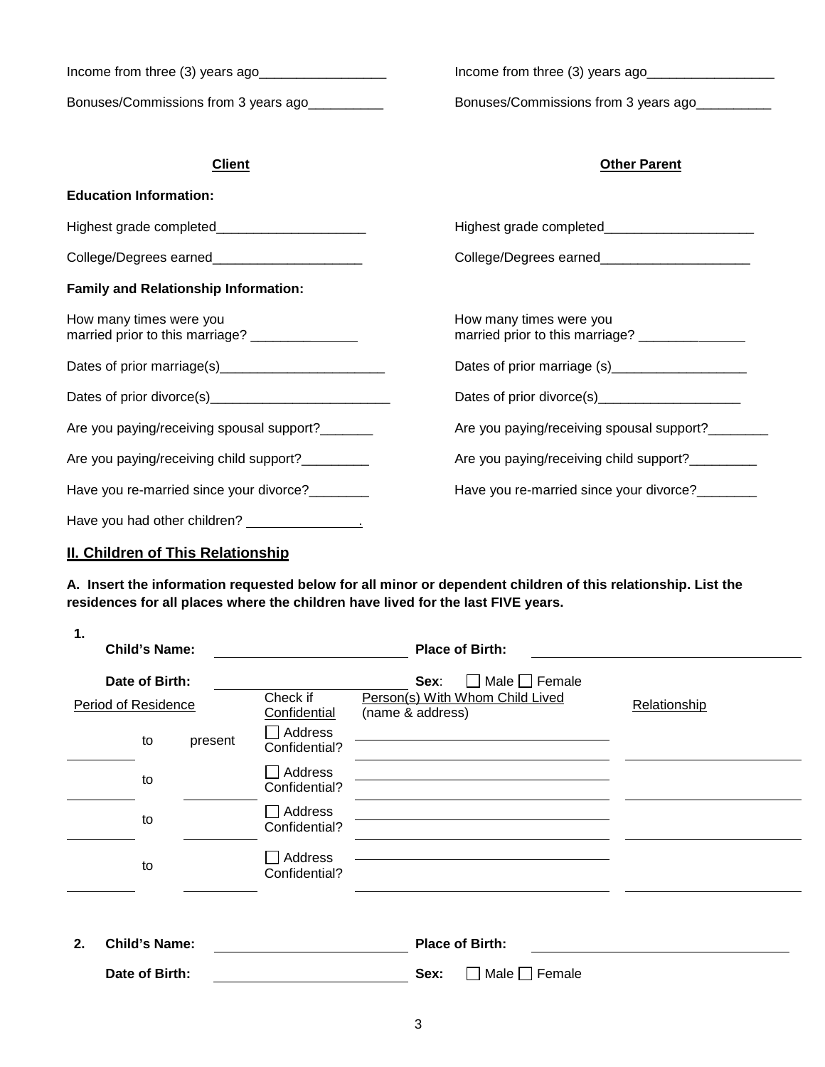| Client | Other Parent |
|---|---|
| Income from three (3) years ago_________________ | Income from three (3) years ago_________________ |
| Bonuses/Commissions from 3 years ago__________ | Bonuses/Commissions from 3 years ago__________ |

| **Client** | **Other Parent** |
|---|---|
| **Education Information:** | |
| Highest grade completed____________________ | Highest grade completed____________________ |
| College/Degrees earned____________________ | College/Degrees earned____________________ |
| **Family and Relationship Information:** | |
| How many times were you married prior to this marriage? ______________ | How many times were you married prior to this marriage? ______________ |
| Dates of prior marriage(s)______________________ | Dates of prior marriage (s)__________________ |
| Dates of prior divorce(s)________________________ | Dates of prior divorce(s)___________________ |
| Are you paying/receiving spousal support?_______ | Are you paying/receiving spousal support?________ |
| Are you paying/receiving child support?_________ | Are you paying/receiving child support?_________ |
| Have you re-married since your divorce?________ | Have you re-married since your divorce?________ |
| Have you had other children? _______________. | |

## II. Children of This Relationship

**A. Insert the information requested below for all minor or dependent children of this relationship. List the residences for all places where the children have lived for the last FIVE years.**

**1.**

**Child's Name:** ________________________ **Place of Birth:** ________________________

**Date of Birth:** ________________________ **Sex:** ☐ Male ☐ Female

| Period of Residence | | | Check if Confidential | Person(s) With Whom Child Lived (name & address) | Relationship |
|---|---|---|---|---|---|
| ________ | to | present | ☐ Address Confidential? | ________________________ | ________________ |
| ________ | to | ________ | ☐ Address Confidential? | ________________________ | ________________ |
| ________ | to | ________ | ☐ Address Confidential? | ________________________ | ________________ |
| ________ | to | ________ | ☐ Address Confidential? | ________________________ | ________________ |

**2. Child's Name:** ________________________ **Place of Birth:** ________________________

**Date of Birth:** ________________________ **Sex:** ☐ Male ☐ Female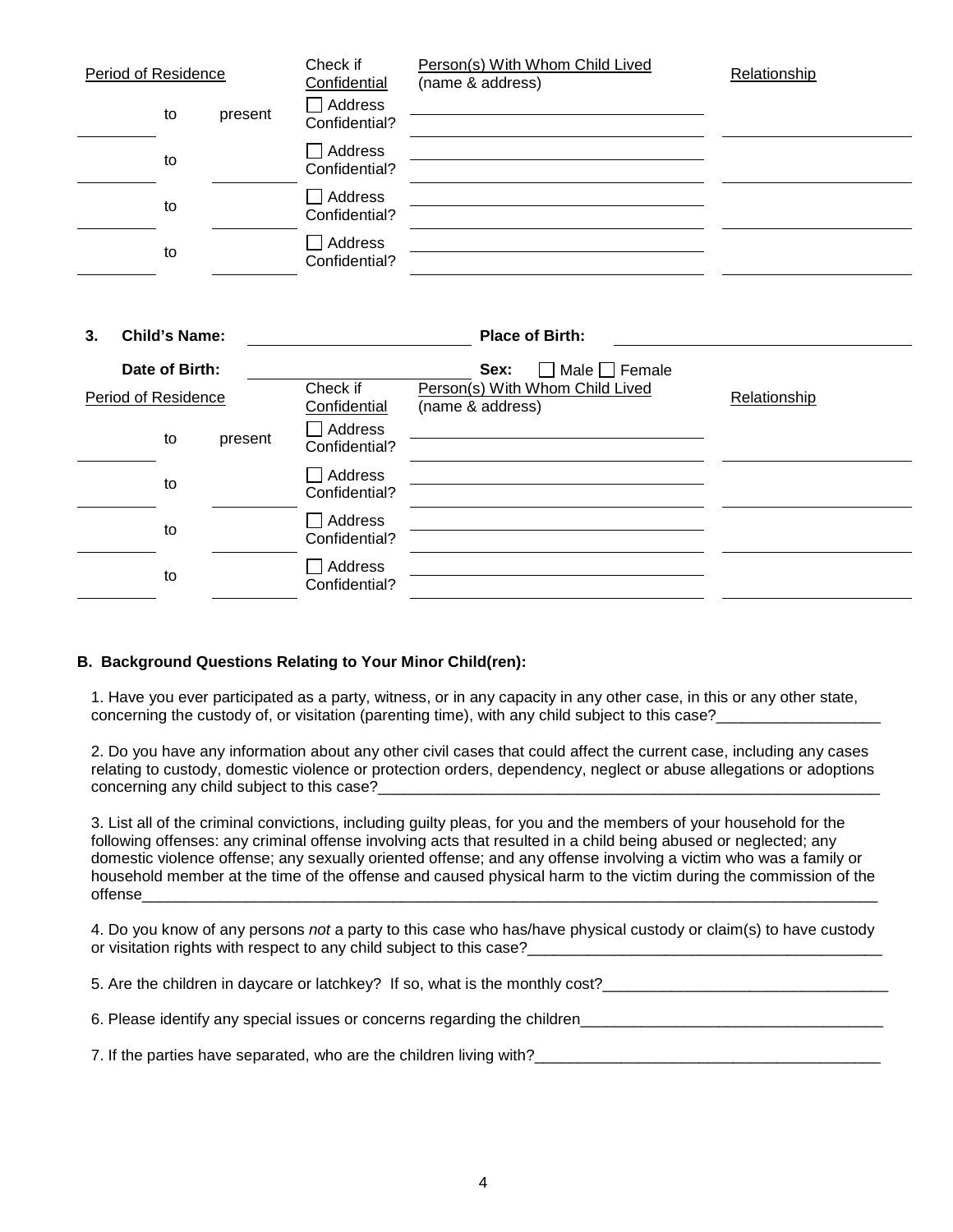| Period of Residence | | | Check if Confidential | Person(s) With Whom Child Lived (name & address) | Relationship |
|---|---|---|---|---|---|
| | to | present | ☐ Address Confidential? | | |
| | to | | ☐ Address Confidential? | | |
| | to | | ☐ Address Confidential? | | |
| | to | | ☐ Address Confidential? | | |

**3. Child's Name:** ____________________ **Place of Birth:** ____________________

**Date of Birth:** ____________________ **Sex:** ☐ Male ☐ Female

| Period of Residence | | | Check if Confidential | Person(s) With Whom Child Lived (name & address) | Relationship |
|---|---|---|---|---|---|
| | to | present | ☐ Address Confidential? | | |
| | to | | ☐ Address Confidential? | | |
| | to | | ☐ Address Confidential? | | |
| | to | | ☐ Address Confidential? | | |

**B. Background Questions Relating to Your Minor Child(ren):**

1. Have you ever participated as a party, witness, or in any capacity in any other case, in this or any other state, concerning the custody of, or visitation (parenting time), with any child subject to this case?___________________

2. Do you have any information about any other civil cases that could affect the current case, including any cases relating to custody, domestic violence or protection orders, dependency, neglect or abuse allegations or adoptions concerning any child subject to this case?___________________

3. List all of the criminal convictions, including guilty pleas, for you and the members of your household for the following offenses: any criminal offense involving acts that resulted in a child being abused or neglected; any domestic violence offense; any sexually oriented offense; and any offense involving a victim who was a family or household member at the time of the offense and caused physical harm to the victim during the commission of the offense___________________

4. Do you know of any persons *not* a party to this case who has/have physical custody or claim(s) to have custody or visitation rights with respect to any child subject to this case?___________________

5. Are the children in daycare or latchkey? If so, what is the monthly cost?___________________

6. Please identify any special issues or concerns regarding the children___________________

7. If the parties have separated, who are the children living with?___________________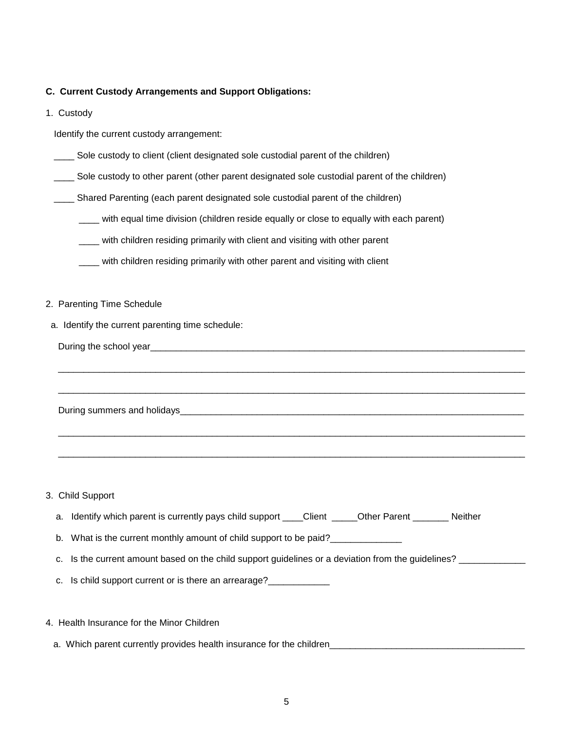**C. Current Custody Arrangements and Support Obligations:**

1. Custody

Identify the current custody arrangement:

____ Sole custody to client (client designated sole custodial parent of the children)

____ Sole custody to other parent (other parent designated sole custodial parent of the children)

____ Shared Parenting (each parent designated sole custodial parent of the children)

  ____ with equal time division (children reside equally or close to equally with each parent)

  ____ with children residing primarily with client and visiting with other parent

  ____ with children residing primarily with other parent and visiting with client

2. Parenting Time Schedule

a. Identify the current parenting time schedule:

During the school year_____________________________________________________________________________

______________________________________________________________________________________________

______________________________________________________________________________________________

During summers and holidays_______________________________________________________________________

______________________________________________________________________________________________

______________________________________________________________________________________________

3. Child Support

a. Identify which parent is currently pays child support ____Client _____Other Parent _______ Neither

b. What is the current monthly amount of child support to be paid?______________

c. Is the current amount based on the child support guidelines or a deviation from the guidelines? _____________

c. Is child support current or is there an arrearage?____________

4. Health Insurance for the Minor Children

a. Which parent currently provides health insurance for the children_______________________________________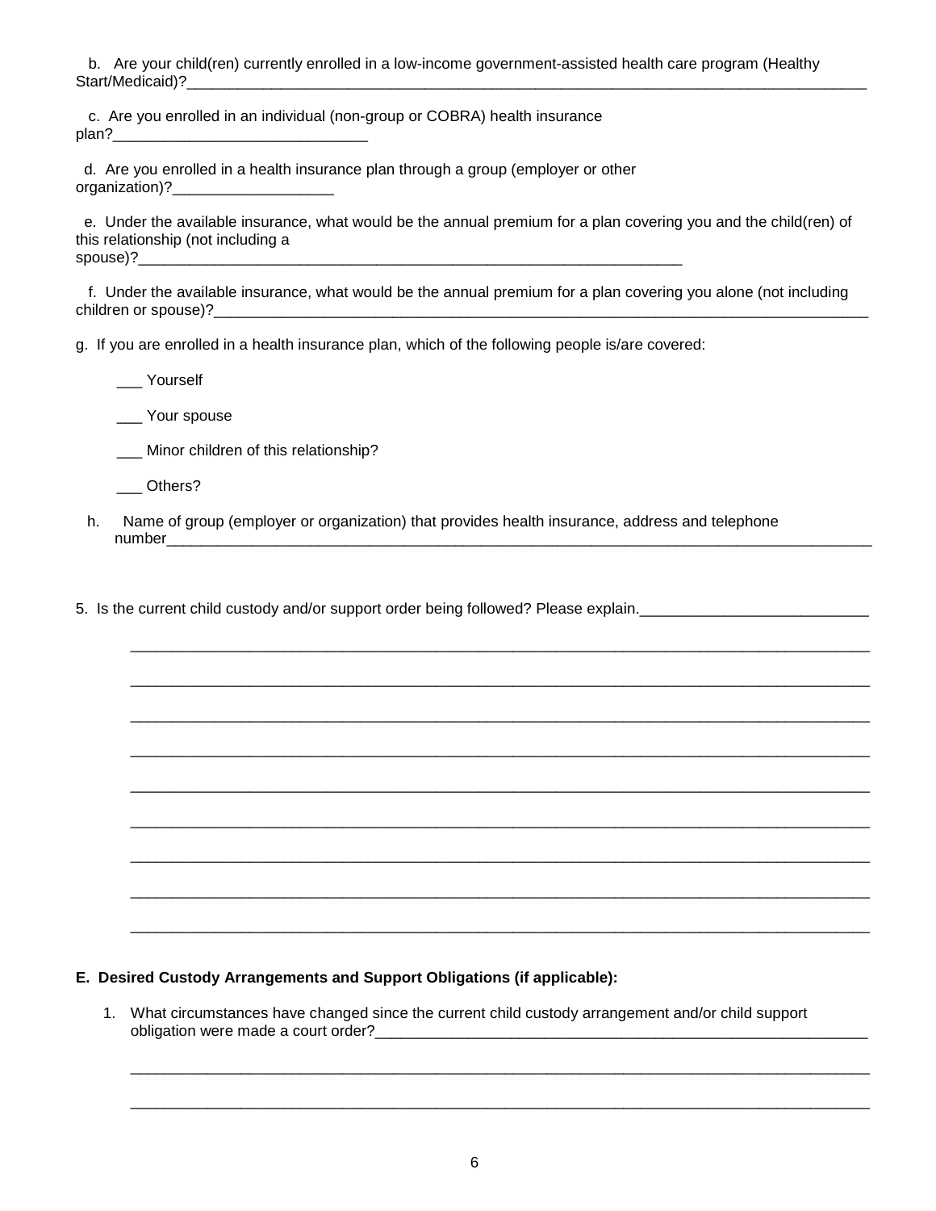b. Are your child(ren) currently enrolled in a low-income government-assisted health care program (Healthy Start/Medicaid)?\_\_\_\_\_\_\_\_\_\_\_\_\_\_\_\_\_\_\_\_\_\_\_\_\_\_\_\_\_\_\_\_\_\_\_\_\_\_\_\_\_\_\_\_\_\_\_\_\_\_\_\_\_\_\_\_\_\_\_\_\_\_\_\_\_\_\_\_

c. Are you enrolled in an individual (non-group or COBRA) health insurance plan?\_\_\_\_\_\_\_\_\_\_\_\_\_\_\_\_\_\_\_\_\_\_\_\_\_\_\_\_\_\_

d. Are you enrolled in a health insurance plan through a group (employer or other organization)?\_\_\_\_\_\_\_\_\_\_\_\_\_\_\_\_\_\_\_

e. Under the available insurance, what would be the annual premium for a plan covering you and the child(ren) of this relationship (not including a spouse)?\_\_\_\_\_\_\_\_\_\_\_\_\_\_\_\_\_\_\_\_\_\_\_\_\_\_\_\_\_\_\_\_\_\_\_\_\_\_\_\_\_\_\_\_\_\_\_\_\_\_\_\_\_\_\_\_\_\_\_\_\_\_\_\_

f. Under the available insurance, what would be the annual premium for a plan covering you alone (not including children or spouse)?\_\_\_\_\_\_\_\_\_\_\_\_\_\_\_\_\_\_\_\_\_\_\_\_\_\_\_\_\_\_\_\_\_\_\_\_\_\_\_\_\_\_\_\_\_\_\_\_\_\_\_\_\_\_\_\_\_\_\_\_\_\_\_\_\_\_\_

g. If you are enrolled in a health insurance plan, which of the following people is/are covered:

\_\_\_ Yourself

\_\_\_ Your spouse

\_\_\_ Minor children of this relationship?

\_\_\_ Others?

h. Name of group (employer or organization) that provides health insurance, address and telephone number\_\_\_\_\_\_\_\_\_\_\_\_\_\_\_\_\_\_\_\_\_\_\_\_\_\_\_\_\_\_\_\_\_\_\_\_\_\_\_\_\_\_\_\_\_\_\_\_\_\_\_\_\_\_\_\_\_\_\_\_\_\_\_\_\_\_\_\_\_\_\_\_\_\_\_\_\_\_\_\_

5. Is the current child custody and/or support order being followed? Please explain.\_\_\_\_\_\_\_\_\_\_\_\_\_\_\_\_\_\_\_\_\_\_\_\_\_\_\_

\_\_\_\_\_\_\_\_\_\_\_\_\_\_\_\_\_\_\_\_\_\_\_\_\_\_\_\_\_\_\_\_\_\_\_\_\_\_\_\_\_\_\_\_\_\_\_\_\_\_\_\_\_\_\_\_\_\_\_\_\_\_\_\_\_\_\_\_\_\_\_\_\_\_\_\_\_\_\_\_\_\_\_\_

\_\_\_\_\_\_\_\_\_\_\_\_\_\_\_\_\_\_\_\_\_\_\_\_\_\_\_\_\_\_\_\_\_\_\_\_\_\_\_\_\_\_\_\_\_\_\_\_\_\_\_\_\_\_\_\_\_\_\_\_\_\_\_\_\_\_\_\_\_\_\_\_\_\_\_\_\_\_\_\_\_\_\_\_

\_\_\_\_\_\_\_\_\_\_\_\_\_\_\_\_\_\_\_\_\_\_\_\_\_\_\_\_\_\_\_\_\_\_\_\_\_\_\_\_\_\_\_\_\_\_\_\_\_\_\_\_\_\_\_\_\_\_\_\_\_\_\_\_\_\_\_\_\_\_\_\_\_\_\_\_\_\_\_\_\_\_\_\_

\_\_\_\_\_\_\_\_\_\_\_\_\_\_\_\_\_\_\_\_\_\_\_\_\_\_\_\_\_\_\_\_\_\_\_\_\_\_\_\_\_\_\_\_\_\_\_\_\_\_\_\_\_\_\_\_\_\_\_\_\_\_\_\_\_\_\_\_\_\_\_\_\_\_\_\_\_\_\_\_\_\_\_\_

\_\_\_\_\_\_\_\_\_\_\_\_\_\_\_\_\_\_\_\_\_\_\_\_\_\_\_\_\_\_\_\_\_\_\_\_\_\_\_\_\_\_\_\_\_\_\_\_\_\_\_\_\_\_\_\_\_\_\_\_\_\_\_\_\_\_\_\_\_\_\_\_\_\_\_\_\_\_\_\_\_\_\_\_

\_\_\_\_\_\_\_\_\_\_\_\_\_\_\_\_\_\_\_\_\_\_\_\_\_\_\_\_\_\_\_\_\_\_\_\_\_\_\_\_\_\_\_\_\_\_\_\_\_\_\_\_\_\_\_\_\_\_\_\_\_\_\_\_\_\_\_\_\_\_\_\_\_\_\_\_\_\_\_\_\_\_\_\_

\_\_\_\_\_\_\_\_\_\_\_\_\_\_\_\_\_\_\_\_\_\_\_\_\_\_\_\_\_\_\_\_\_\_\_\_\_\_\_\_\_\_\_\_\_\_\_\_\_\_\_\_\_\_\_\_\_\_\_\_\_\_\_\_\_\_\_\_\_\_\_\_\_\_\_\_\_\_\_\_\_\_\_\_

\_\_\_\_\_\_\_\_\_\_\_\_\_\_\_\_\_\_\_\_\_\_\_\_\_\_\_\_\_\_\_\_\_\_\_\_\_\_\_\_\_\_\_\_\_\_\_\_\_\_\_\_\_\_\_\_\_\_\_\_\_\_\_\_\_\_\_\_\_\_\_\_\_\_\_\_\_\_\_\_\_\_\_\_

\_\_\_\_\_\_\_\_\_\_\_\_\_\_\_\_\_\_\_\_\_\_\_\_\_\_\_\_\_\_\_\_\_\_\_\_\_\_\_\_\_\_\_\_\_\_\_\_\_\_\_\_\_\_\_\_\_\_\_\_\_\_\_\_\_\_\_\_\_\_\_\_\_\_\_\_\_\_\_\_\_\_\_\_

**E. Desired Custody Arrangements and Support Obligations (if applicable):**

1. What circumstances have changed since the current child custody arrangement and/or child support obligation were made a court order?\_\_\_\_\_\_\_\_\_\_\_\_\_\_\_\_\_\_\_\_\_\_\_\_\_\_\_\_\_\_\_\_\_\_\_\_\_\_\_\_\_\_\_\_\_\_\_\_\_\_\_\_\_\_\_\_\_\_\_\_

   \_\_\_\_\_\_\_\_\_\_\_\_\_\_\_\_\_\_\_\_\_\_\_\_\_\_\_\_\_\_\_\_\_\_\_\_\_\_\_\_\_\_\_\_\_\_\_\_\_\_\_\_\_\_\_\_\_\_\_\_\_\_\_\_\_\_\_\_\_\_\_\_\_\_\_\_\_\_\_\_\_\_\_\_

   \_\_\_\_\_\_\_\_\_\_\_\_\_\_\_\_\_\_\_\_\_\_\_\_\_\_\_\_\_\_\_\_\_\_\_\_\_\_\_\_\_\_\_\_\_\_\_\_\_\_\_\_\_\_\_\_\_\_\_\_\_\_\_\_\_\_\_\_\_\_\_\_\_\_\_\_\_\_\_\_\_\_\_\_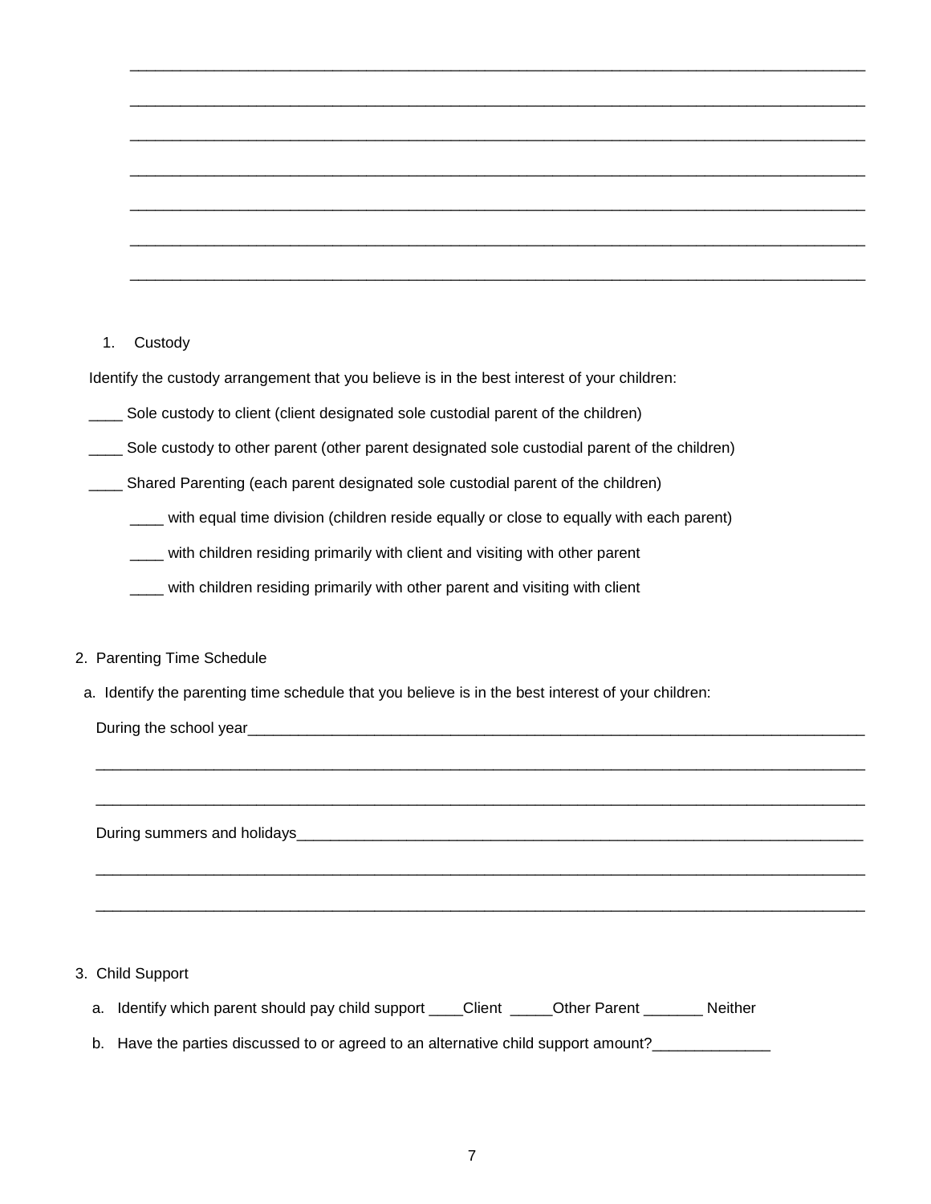\_\_\_\_\_\_\_\_\_\_\_\_\_\_\_\_\_\_\_\_\_\_\_\_\_\_\_\_\_\_\_\_\_\_\_\_\_\_\_\_\_\_\_\_\_\_\_\_\_\_\_\_\_\_\_\_\_\_\_\_\_\_\_\_\_\_\_\_\_\_\_\_\_\_\_\_\_\_

\_\_\_\_\_\_\_\_\_\_\_\_\_\_\_\_\_\_\_\_\_\_\_\_\_\_\_\_\_\_\_\_\_\_\_\_\_\_\_\_\_\_\_\_\_\_\_\_\_\_\_\_\_\_\_\_\_\_\_\_\_\_\_\_\_\_\_\_\_\_\_\_\_\_\_\_\_\_

\_\_\_\_\_\_\_\_\_\_\_\_\_\_\_\_\_\_\_\_\_\_\_\_\_\_\_\_\_\_\_\_\_\_\_\_\_\_\_\_\_\_\_\_\_\_\_\_\_\_\_\_\_\_\_\_\_\_\_\_\_\_\_\_\_\_\_\_\_\_\_\_\_\_\_\_\_\_

\_\_\_\_\_\_\_\_\_\_\_\_\_\_\_\_\_\_\_\_\_\_\_\_\_\_\_\_\_\_\_\_\_\_\_\_\_\_\_\_\_\_\_\_\_\_\_\_\_\_\_\_\_\_\_\_\_\_\_\_\_\_\_\_\_\_\_\_\_\_\_\_\_\_\_\_\_\_

\_\_\_\_\_\_\_\_\_\_\_\_\_\_\_\_\_\_\_\_\_\_\_\_\_\_\_\_\_\_\_\_\_\_\_\_\_\_\_\_\_\_\_\_\_\_\_\_\_\_\_\_\_\_\_\_\_\_\_\_\_\_\_\_\_\_\_\_\_\_\_\_\_\_\_\_\_\_

\_\_\_\_\_\_\_\_\_\_\_\_\_\_\_\_\_\_\_\_\_\_\_\_\_\_\_\_\_\_\_\_\_\_\_\_\_\_\_\_\_\_\_\_\_\_\_\_\_\_\_\_\_\_\_\_\_\_\_\_\_\_\_\_\_\_\_\_\_\_\_\_\_\_\_\_\_\_

\_\_\_\_\_\_\_\_\_\_\_\_\_\_\_\_\_\_\_\_\_\_\_\_\_\_\_\_\_\_\_\_\_\_\_\_\_\_\_\_\_\_\_\_\_\_\_\_\_\_\_\_\_\_\_\_\_\_\_\_\_\_\_\_\_\_\_\_\_\_\_\_\_\_\_\_\_\_

1. Custody

Identify the custody arrangement that you believe is in the best interest of your children:

\_\_\_\_ Sole custody to client (client designated sole custodial parent of the children)

\_\_\_\_ Sole custody to other parent (other parent designated sole custodial parent of the children)

\_\_\_\_ Shared Parenting (each parent designated sole custodial parent of the children)

- \_\_\_\_ with equal time division (children reside equally or close to equally with each parent)
- \_\_\_\_ with children residing primarily with client and visiting with other parent
- \_\_\_\_ with children residing primarily with other parent and visiting with client

2. Parenting Time Schedule

a. Identify the parenting time schedule that you believe is in the best interest of your children:

During the school year\_\_\_\_\_\_\_\_\_\_\_\_\_\_\_\_\_\_\_\_\_\_\_\_\_\_\_\_\_\_\_\_\_\_\_\_\_\_\_\_\_\_\_\_\_\_\_\_\_\_\_\_\_\_\_\_\_\_\_\_\_\_

\_\_\_\_\_\_\_\_\_\_\_\_\_\_\_\_\_\_\_\_\_\_\_\_\_\_\_\_\_\_\_\_\_\_\_\_\_\_\_\_\_\_\_\_\_\_\_\_\_\_\_\_\_\_\_\_\_\_\_\_\_\_\_\_\_\_\_\_\_\_\_\_\_\_\_\_\_\_

\_\_\_\_\_\_\_\_\_\_\_\_\_\_\_\_\_\_\_\_\_\_\_\_\_\_\_\_\_\_\_\_\_\_\_\_\_\_\_\_\_\_\_\_\_\_\_\_\_\_\_\_\_\_\_\_\_\_\_\_\_\_\_\_\_\_\_\_\_\_\_\_\_\_\_\_\_\_

During summers and holidays\_\_\_\_\_\_\_\_\_\_\_\_\_\_\_\_\_\_\_\_\_\_\_\_\_\_\_\_\_\_\_\_\_\_\_\_\_\_\_\_\_\_\_\_\_\_\_\_\_\_\_\_\_\_\_\_\_\_

\_\_\_\_\_\_\_\_\_\_\_\_\_\_\_\_\_\_\_\_\_\_\_\_\_\_\_\_\_\_\_\_\_\_\_\_\_\_\_\_\_\_\_\_\_\_\_\_\_\_\_\_\_\_\_\_\_\_\_\_\_\_\_\_\_\_\_\_\_\_\_\_\_\_\_\_\_\_

\_\_\_\_\_\_\_\_\_\_\_\_\_\_\_\_\_\_\_\_\_\_\_\_\_\_\_\_\_\_\_\_\_\_\_\_\_\_\_\_\_\_\_\_\_\_\_\_\_\_\_\_\_\_\_\_\_\_\_\_\_\_\_\_\_\_\_\_\_\_\_\_\_\_\_\_\_\_

3. Child Support

a. Identify which parent should pay child support \_\_\_\_Client \_\_\_\_\_Other Parent \_\_\_\_\_\_\_ Neither

b. Have the parties discussed to or agreed to an alternative child support amount?\_\_\_\_\_\_\_\_\_\_\_\_\_\_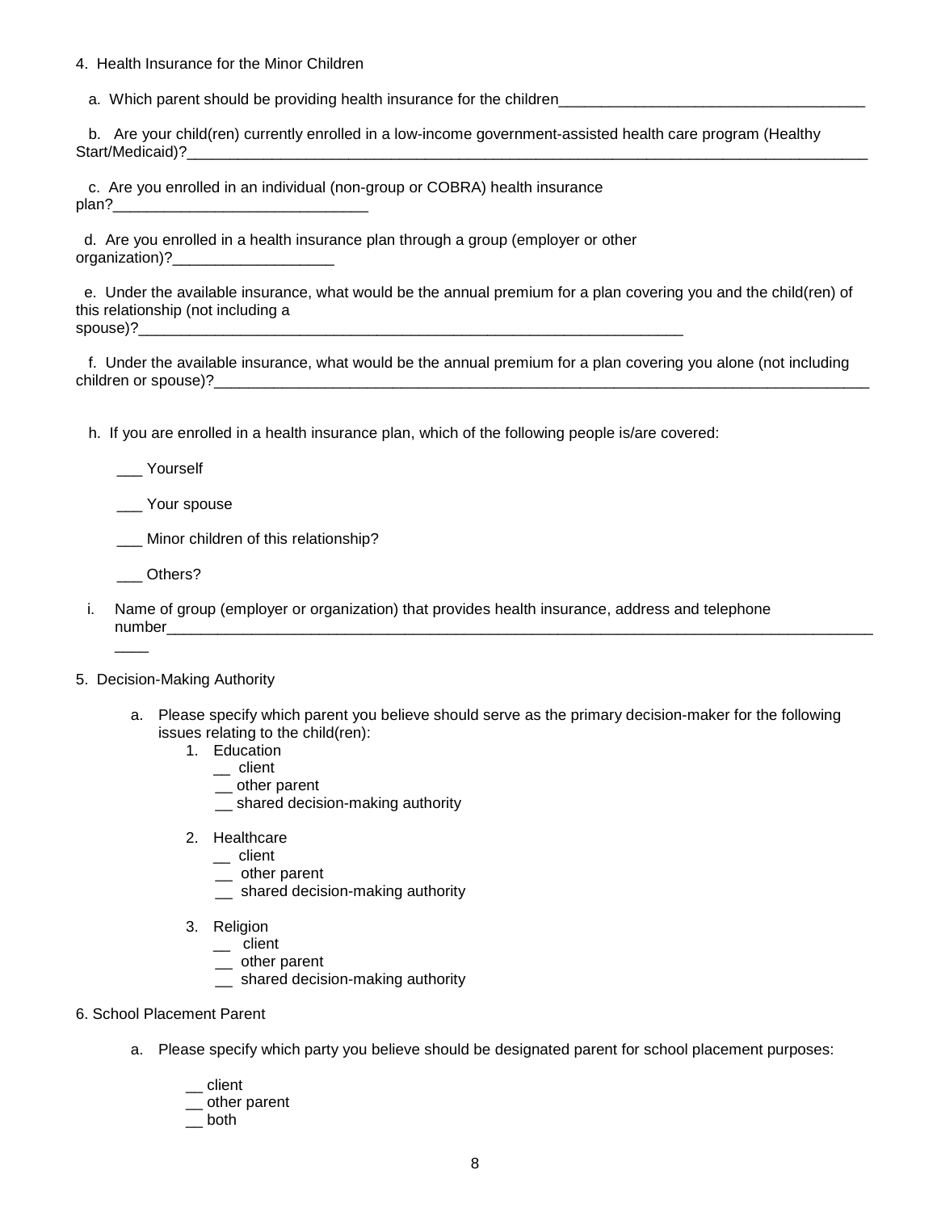4. Health Insurance for the Minor Children

a. Which parent should be providing health insurance for the children____________________________________

b. Are your child(ren) currently enrolled in a low-income government-assisted health care program (Healthy Start/Medicaid)?_________________________________________________________________________________

c. Are you enrolled in an individual (non-group or COBRA) health insurance plan?______________________________

d. Are you enrolled in a health insurance plan through a group (employer or other organization)?___________________

e. Under the available insurance, what would be the annual premium for a plan covering you and the child(ren) of this relationship (not including a spouse)?_________________________________________________________________

f. Under the available insurance, what would be the annual premium for a plan covering you alone (not including children or spouse)?_________________________________________________________________________________

h. If you are enrolled in a health insurance plan, which of the following people is/are covered:

___ Yourself

___ Your spouse

___ Minor children of this relationship?

___ Others?

i. Name of group (employer or organization) that provides health insurance, address and telephone number_____________________________________________________________________________________

5. Decision-Making Authority

a. Please specify which parent you believe should serve as the primary decision-maker for the following issues relating to the child(ren):
   1. Education
      __ client
      __ other parent
      __ shared decision-making authority

   2. Healthcare
      __ client
      __ other parent
      __ shared decision-making authority

   3. Religion
      __ client
      __ other parent
      __ shared decision-making authority

6. School Placement Parent

a. Please specify which party you believe should be designated parent for school placement purposes:

   __ client
   __ other parent
   __ both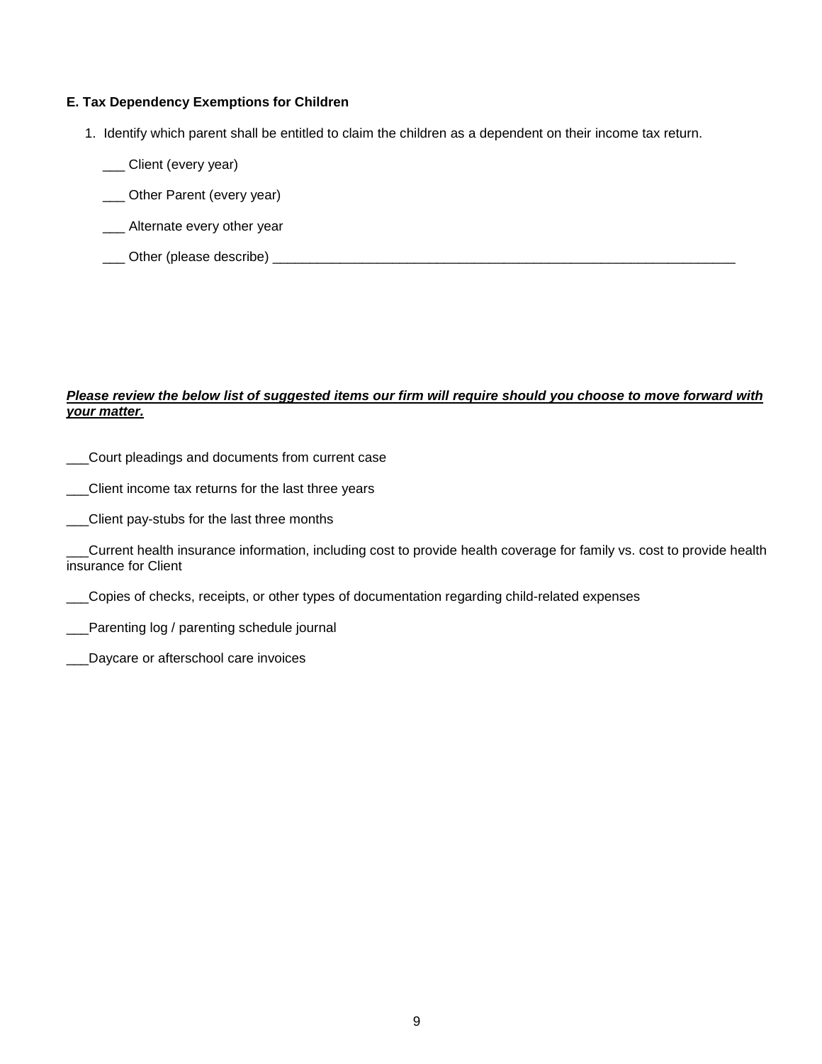**E. Tax Dependency Exemptions for Children**

1. Identify which parent shall be entitled to claim the children as a dependent on their income tax return.

   ___ Client (every year)

   ___ Other Parent (every year)

   ___ Alternate every other year

   ___ Other (please describe) ________________________________________________________________

***Please review the below list of suggested items our firm will require should you choose to move forward with your matter.***

___Court pleadings and documents from current case

___Client income tax returns for the last three years

___Client pay-stubs for the last three months

___Current health insurance information, including cost to provide health coverage for family vs. cost to provide health insurance for Client

___Copies of checks, receipts, or other types of documentation regarding child-related expenses

___Parenting log / parenting schedule journal

___Daycare or afterschool care invoices